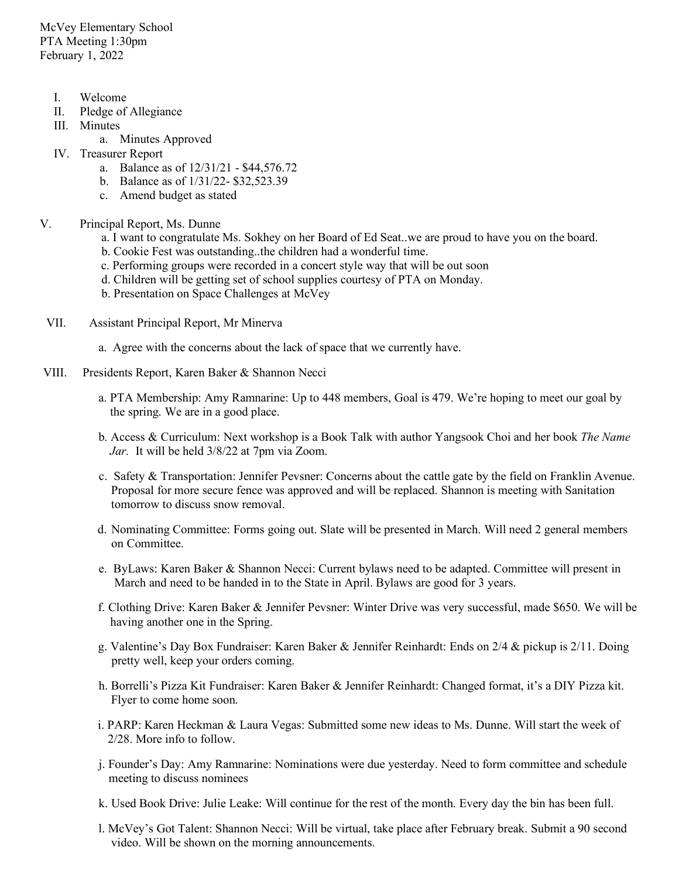McVey Elementary School
PTA Meeting 1:30pm
February 1, 2022

I. Welcome
II. Pledge of Allegiance
III. Minutes
    a. Minutes Approved
IV. Treasurer Report
    a. Balance as of 12/31/21 - $44,576.72
    b. Balance as of 1/31/22- $32,523.39
    c. Amend budget as stated

V. Principal Report, Ms. Dunne
    a. I want to congratulate Ms. Sokhey on her Board of Ed Seat..we are proud to have you on the board.
    b. Cookie Fest was outstanding..the children had a wonderful time.
    c. Performing groups were recorded in a concert style way that will be out soon
    d. Children will be getting set of school supplies courtesy of PTA on Monday.
    b. Presentation on Space Challenges at McVey

VII. Assistant Principal Report, Mr Minerva

    a. Agree with the concerns about the lack of space that we currently have.

VIII. Presidents Report, Karen Baker & Shannon Necci

    a. PTA Membership: Amy Ramnarine: Up to 448 members, Goal is 479. We're hoping to meet our goal by the spring. We are in a good place.

    b. Access & Curriculum: Next workshop is a Book Talk with author Yangsook Choi and her book *The Name Jar.* It will be held 3/8/22 at 7pm via Zoom.

    c. Safety & Transportation: Jennifer Pevsner: Concerns about the cattle gate by the field on Franklin Avenue. Proposal for more secure fence was approved and will be replaced. Shannon is meeting with Sanitation tomorrow to discuss snow removal.

    d. Nominating Committee: Forms going out. Slate will be presented in March. Will need 2 general members on Committee.

    e. ByLaws: Karen Baker & Shannon Necci: Current bylaws need to be adapted. Committee will present in March and need to be handed in to the State in April. Bylaws are good for 3 years.

    f. Clothing Drive: Karen Baker & Jennifer Pevsner: Winter Drive was very successful, made $650. We will be having another one in the Spring.

    g. Valentine's Day Box Fundraiser: Karen Baker & Jennifer Reinhardt: Ends on 2/4 & pickup is 2/11. Doing pretty well, keep your orders coming.

    h. Borrelli's Pizza Kit Fundraiser: Karen Baker & Jennifer Reinhardt: Changed format, it's a DIY Pizza kit. Flyer to come home soon.

    i. PARP: Karen Heckman & Laura Vegas: Submitted some new ideas to Ms. Dunne. Will start the week of 2/28. More info to follow.

    j. Founder's Day: Amy Ramnarine: Nominations were due yesterday. Need to form committee and schedule meeting to discuss nominees

    k. Used Book Drive: Julie Leake: Will continue for the rest of the month. Every day the bin has been full.

    l. McVey's Got Talent: Shannon Necci: Will be virtual, take place after February break. Submit a 90 second video. Will be shown on the morning announcements.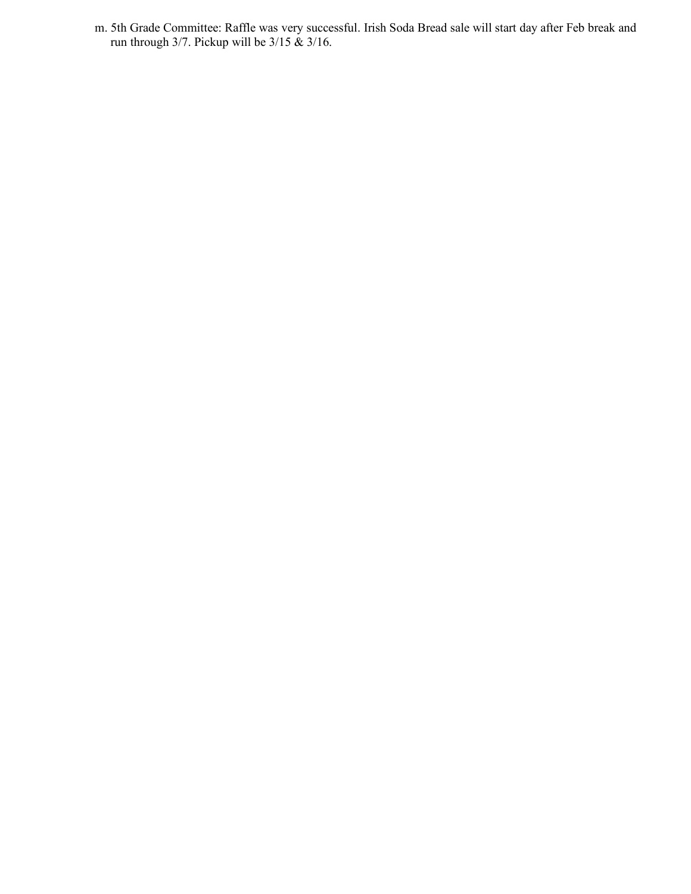m. 5th Grade Committee: Raffle was very successful. Irish Soda Bread sale will start day after Feb break and run through 3/7. Pickup will be 3/15 & 3/16.